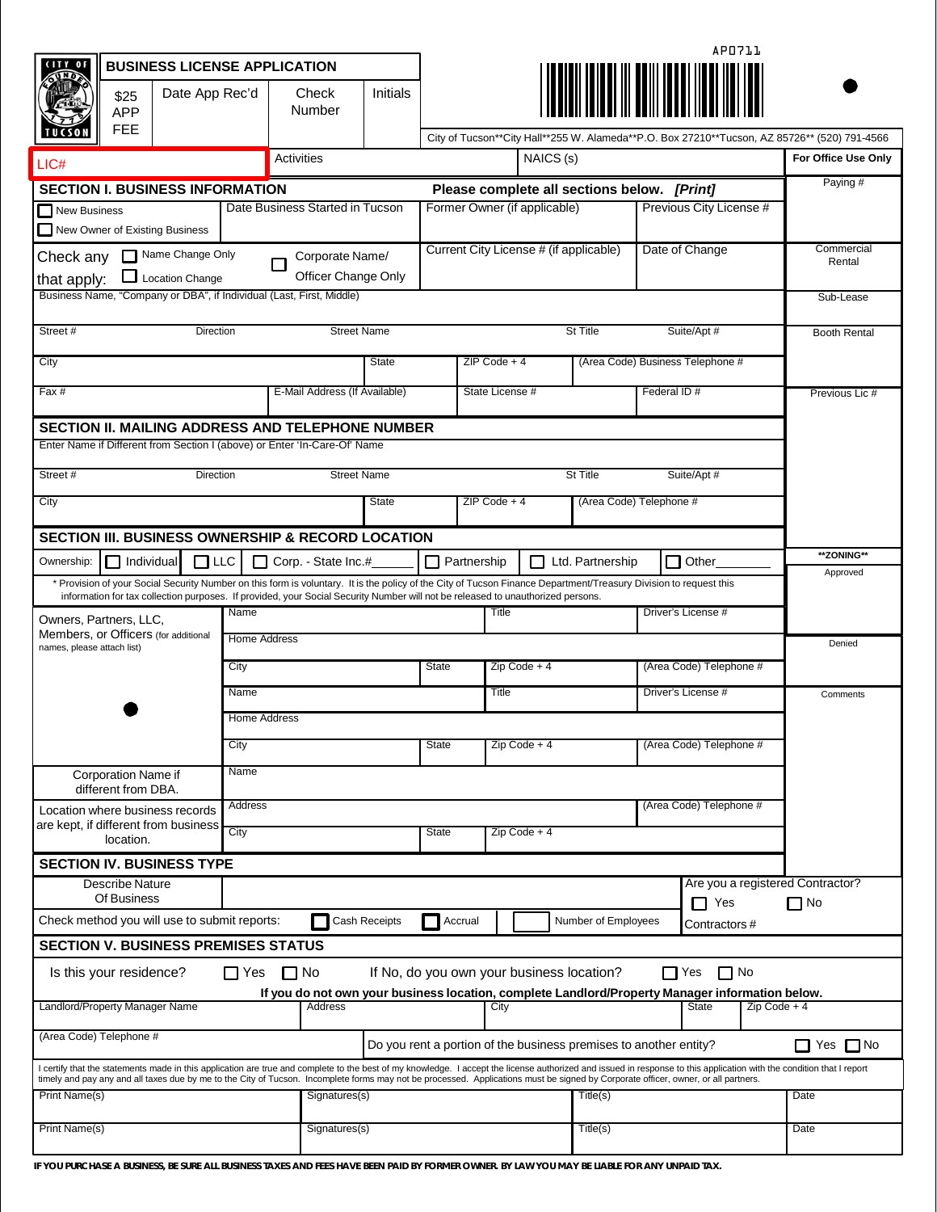AP0711

# BUSINESS LICENSE APPLICATION

| $25 APP FEE | Date App Rec'd | Check Number | Initials |
|---|---|---|---|

City of Tucson**City Hall**255 W. Alameda**P.O. Box 27210**Tucson, AZ 85726** (520) 791-4566

| LIC# | Activities | NAICS (s) | For Office Use Only |
|---|---|---|---|

**For Office Use Only:** Paying # | Commercial Rental | Sub-Lease | Booth Rental | Previous Lic # | **ZONING** Approved | Denied | Comments

## SECTION I. BUSINESS INFORMATION

**Please complete all sections below. *[Print]***

- ☐ New Business
- ☐ New Owner of Existing Business

Date Business Started in Tucson | Former Owner (if applicable) | Previous City License #

Check any that apply: ☐ Name Change Only ☐ Location Change ☐ Corporate Name/ Officer Change Only

Current City License # (if applicable) | Date of Change

Business Name, "Company or DBA", if Individual (Last, First, Middle)

| Street # | Direction | Street Name | St Title | Suite/Apt # |
|---|---|---|---|---|

| City | State | ZIP Code + 4 | (Area Code) Business Telephone # |
|---|---|---|---|

| Fax # | E-Mail Address (If Available) | State License # | Federal ID # |
|---|---|---|---|

## SECTION II. MAILING ADDRESS AND TELEPHONE NUMBER

Enter Name if Different from Section I (above) or Enter 'In-Care-Of' Name

| Street # | Direction | Street Name | St Title | Suite/Apt # |
|---|---|---|---|---|

| City | State | ZIP Code + 4 | (Area Code) Telephone # |
|---|---|---|---|

## SECTION III. BUSINESS OWNERSHIP & RECORD LOCATION

Ownership: ☐ Individual ☐ LLC ☐ Corp. - State Inc.#______ ☐ Partnership ☐ Ltd. Partnership ☐ Other________

* Provision of your Social Security Number on this form is voluntary. It is the policy of the City of Tucson Finance Department/Treasury Division to request this information for tax collection purposes. If provided, your Social Security Number will not be released to unauthorized persons.

Owners, Partners, LLC, Members, or Officers (for additional names, please attach list)

| Name | | Title | Driver's License # |
|---|---|---|---|
| Home Address | | | |
| City | State | Zip Code + 4 | (Area Code) Telephone # |
| Name | | Title | Driver's License # |
| Home Address | | | |
| City | State | Zip Code + 4 | (Area Code) Telephone # |

Corporation Name if different from DBA. | Name

Location where business records are kept, if different from business location.

| Address | | | (Area Code) Telephone # |
|---|---|---|---|
| City | State | Zip Code + 4 | |

## SECTION IV. BUSINESS TYPE

Describe Nature Of Business

Are you a registered Contractor? ☐ Yes ☐ No

Check method you will use to submit reports: ☐ Cash Receipts ☐ Accrual ☐ Number of Employees

Contractors #

## SECTION V. BUSINESS PREMISES STATUS

Is this your residence? ☐ Yes ☐ No If No, do you own your business location? ☐ Yes ☐ No

**If you do not own your business location, complete Landlord/Property Manager information below.**

| Landlord/Property Manager Name | Address | City | State | Zip Code + 4 |
|---|---|---|---|---|

(Area Code) Telephone # | Do you rent a portion of the business premises to another entity? ☐ Yes ☐ No

I certify that the statements made in this application are true and complete to the best of my knowledge. I accept the license authorized and issued in response to this application with the condition that I report timely and pay any and all taxes due by me to the City of Tucson. Incomplete forms may not be processed. Applications must be signed by Corporate officer, owner, or all partners.

| Print Name(s) | Signatures(s) | Title(s) | Date |
|---|---|---|---|
| Print Name(s) | Signatures(s) | Title(s) | Date |

**IF YOU PURCHASE A BUSINESS, BE SURE ALL BUSINESS TAXES AND FEES HAVE BEEN PAID BY FORMER OWNER. BY LAW YOU MAY BE LIABLE FOR ANY UNPAID TAX.**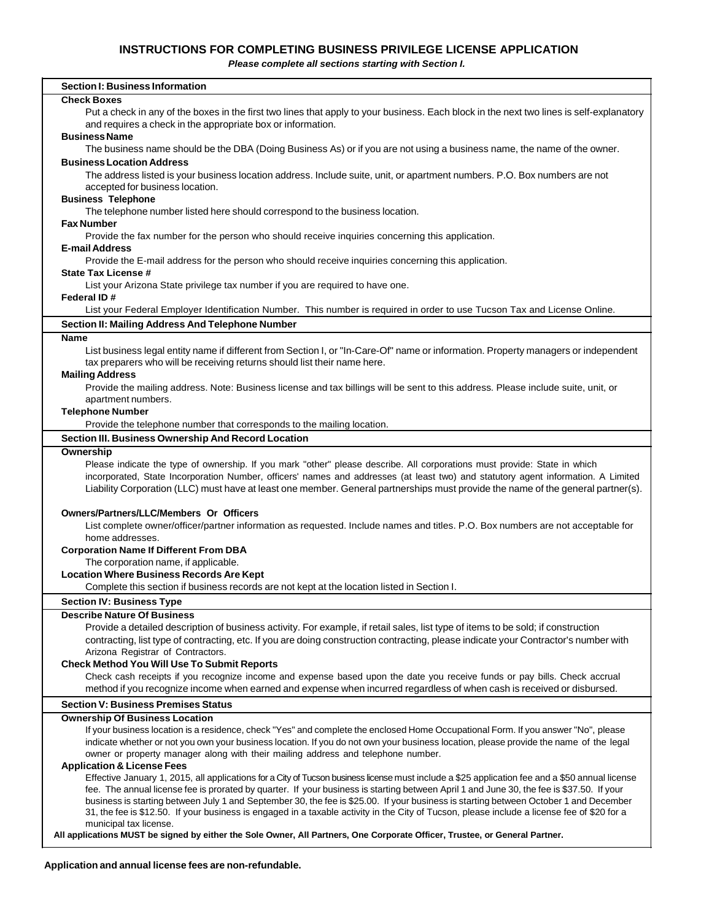# INSTRUCTIONS FOR COMPLETING BUSINESS PRIVILEGE LICENSE APPLICATION

***Please complete all sections starting with Section I.***

## Section I: Business Information

**Check Boxes**

Put a check in any of the boxes in the first two lines that apply to your business. Each block in the next two lines is self-explanatory and requires a check in the appropriate box or information.

**Business Name**

The business name should be the DBA (Doing Business As) or if you are not using a business name, the name of the owner.

**Business Location Address**

The address listed is your business location address. Include suite, unit, or apartment numbers. P.O. Box numbers are not accepted for business location.

**Business Telephone**

The telephone number listed here should correspond to the business location.

**Fax Number**

Provide the fax number for the person who should receive inquiries concerning this application.

**E-mail Address**

Provide the E-mail address for the person who should receive inquiries concerning this application.

**State Tax License #**

List your Arizona State privilege tax number if you are required to have one.

**Federal ID #**

List your Federal Employer Identification Number. This number is required in order to use Tucson Tax and License Online.

## Section II: Mailing Address And Telephone Number

**Name**

List business legal entity name if different from Section I, or "In-Care-Of" name or information. Property managers or independent tax preparers who will be receiving returns should list their name here.

**Mailing Address**

Provide the mailing address. Note: Business license and tax billings will be sent to this address. Please include suite, unit, or apartment numbers.

**Telephone Number**

Provide the telephone number that corresponds to the mailing location.

## Section III. Business Ownership And Record Location

**Ownership**

Please indicate the type of ownership. If you mark "other" please describe. All corporations must provide: State in which incorporated, State Incorporation Number, officers' names and addresses (at least two) and statutory agent information. A Limited Liability Corporation (LLC) must have at least one member. General partnerships must provide the name of the general partner(s).

**Owners/Partners/LLC/Members Or Officers**

List complete owner/officer/partner information as requested. Include names and titles. P.O. Box numbers are not acceptable for home addresses.

**Corporation Name If Different From DBA**

The corporation name, if applicable.

**Location Where Business Records Are Kept**

Complete this section if business records are not kept at the location listed in Section I.

## Section IV: Business Type

**Describe Nature Of Business**

Provide a detailed description of business activity. For example, if retail sales, list type of items to be sold; if construction contracting, list type of contracting, etc. If you are doing construction contracting, please indicate your Contractor's number with Arizona Registrar of Contractors.

**Check Method You Will Use To Submit Reports**

Check cash receipts if you recognize income and expense based upon the date you receive funds or pay bills. Check accrual method if you recognize income when earned and expense when incurred regardless of when cash is received or disbursed.

## Section V: Business Premises Status

**Ownership Of Business Location**

If your business location is a residence, check "Yes" and complete the enclosed Home Occupational Form. If you answer "No", please indicate whether or not you own your business location. If you do not own your business location, please provide the name of the legal owner or property manager along with their mailing address and telephone number.

**Application & License Fees**

Effective January 1, 2015, all applications for a City of Tucson business license must include a $25 application fee and a $50 annual license fee. The annual license fee is prorated by quarter. If your business is starting between April 1 and June 30, the fee is $37.50. If your business is starting between July 1 and September 30, the fee is $25.00. If your business is starting between October 1 and December 31, the fee is $12.50. If your business is engaged in a taxable activity in the City of Tucson, please include a license fee of $20 for a municipal tax license.

**All applications MUST be signed by either the Sole Owner, All Partners, One Corporate Officer, Trustee, or General Partner.**

**Application and annual license fees are non-refundable.**